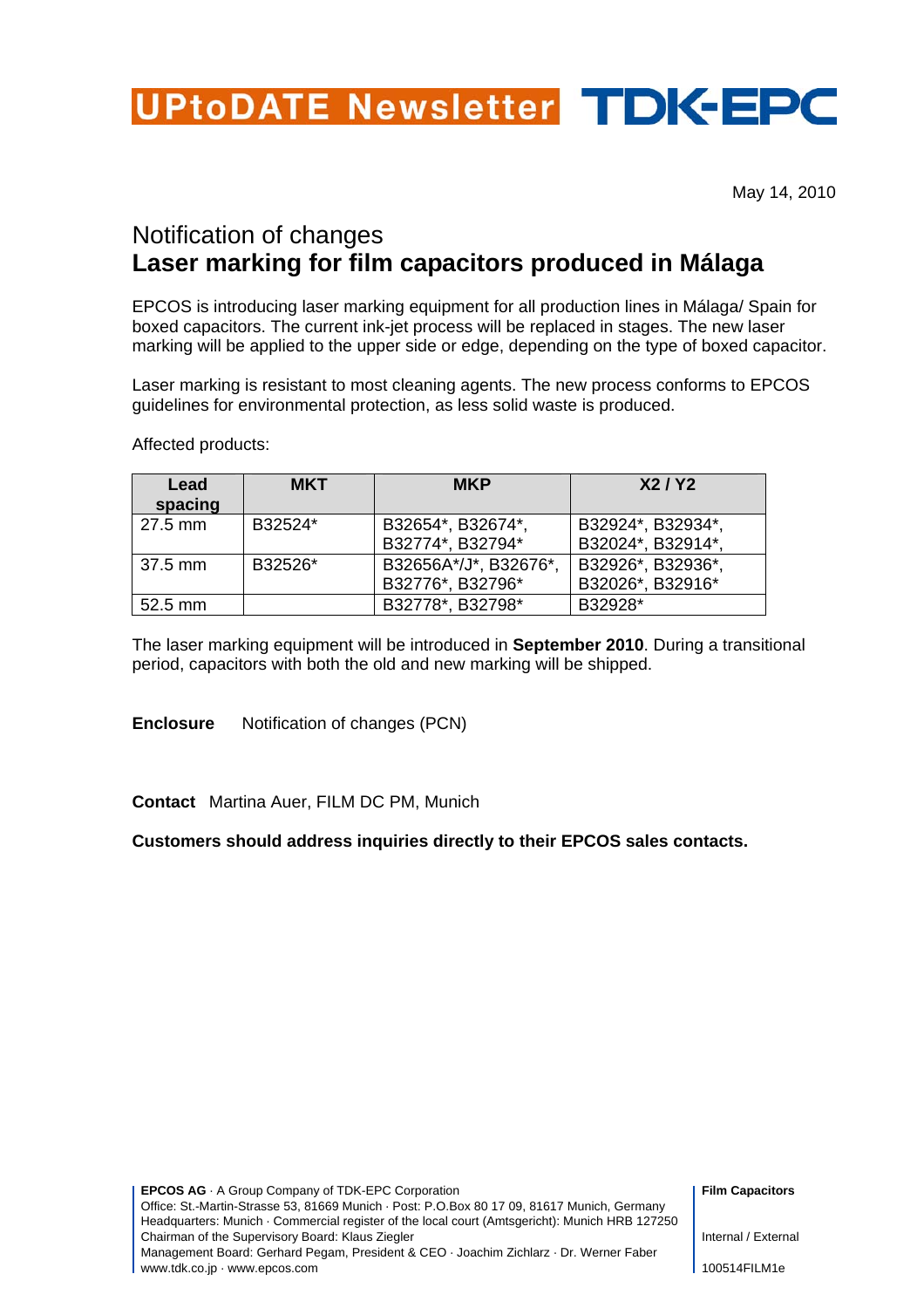# UPtoDATE Newsletter TDK-EPC

May 14, 2010

## Notification of changes
## **Laser marking for film capacitors produced in Málaga**

EPCOS is introducing laser marking equipment for all production lines in Málaga/ Spain for boxed capacitors. The current ink-jet process will be replaced in stages. The new laser marking will be applied to the upper side or edge, depending on the type of boxed capacitor.

Laser marking is resistant to most cleaning agents. The new process conforms to EPCOS guidelines for environmental protection, as less solid waste is produced.

Affected products:

| Lead spacing | MKT | MKP | X2 / Y2 |
|---|---|---|---|
| 27.5 mm | B32524* | B32654*, B32674*, B32774*, B32794* | B32924*, B32934*, B32024*, B32914*, |
| 37.5 mm | B32526* | B32656A*/J*, B32676*, B32776*, B32796* | B32926*, B32936*, B32026*, B32916* |
| 52.5 mm | | B32778*, B32798* | B32928* |

The laser marking equipment will be introduced in **September 2010**. During a transitional period, capacitors with both the old and new marking will be shipped.

**Enclosure** Notification of changes (PCN)

**Contact** Martina Auer, FILM DC PM, Munich

**Customers should address inquiries directly to their EPCOS sales contacts.**

**EPCOS AG** · A Group Company of TDK-EPC Corporation
Office: St.-Martin-Strasse 53, 81669 Munich · Post: P.O.Box 80 17 09, 81617 Munich, Germany
Headquarters: Munich · Commercial register of the local court (Amtsgericht): Munich HRB 127250
Chairman of the Supervisory Board: Klaus Ziegler
Management Board: Gerhard Pegam, President & CEO · Joachim Zichlarz · Dr. Werner Faber
www.tdk.co.jp · www.epcos.com

**Film Capacitors**

Internal / External

100514FILM1e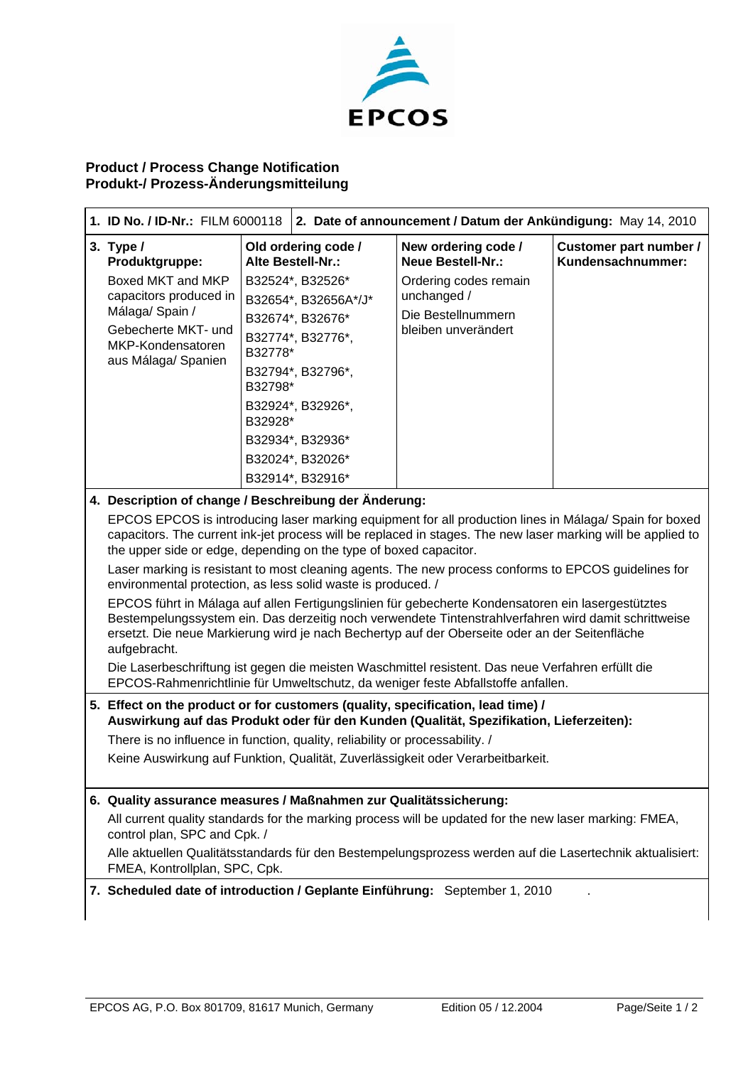EPCOS

## Product / Process Change Notification
## Produkt-/ Prozess-Änderungsmitteilung

| **1. ID No. / ID-Nr.:** FILM 6000118 | **2. Date of announcement / Datum der Ankündigung:** May 14, 2010 | | |
|---|---|---|---|
| **3. Type / Produktgruppe:** Boxed MKT and MKP capacitors produced in Málaga/ Spain / Gebecherte MKT- und MKP-Kondensatoren aus Málaga/ Spanien | **Old ordering code / Alte Bestell-Nr.:** B32524*, B32526* B32654*, B32656A*/J* B32674*, B32676* B32774*, B32776*, B32778* B32794*, B32796*, B32798* B32924*, B32926*, B32928* B32934*, B32936* B32024*, B32026* B32914*, B32916* | **New ordering code / Neue Bestell-Nr.:** Ordering codes remain unchanged / Die Bestellnummern bleiben unverändert | **Customer part number / Kundensachnummer:** |

**4. Description of change / Beschreibung der Änderung:**

EPCOS EPCOS is introducing laser marking equipment for all production lines in Málaga/ Spain for boxed capacitors. The current ink-jet process will be replaced in stages. The new laser marking will be applied to the upper side or edge, depending on the type of boxed capacitor.

Laser marking is resistant to most cleaning agents. The new process conforms to EPCOS guidelines for environmental protection, as less solid waste is produced. /

EPCOS führt in Málaga auf allen Fertigungslinien für gebecherte Kondensatoren ein lasergestütztes Bestempelungssystem ein. Das derzeitig noch verwendete Tintenstrahlverfahren wird damit schrittweise ersetzt. Die neue Markierung wird je nach Bechertyp auf der Oberseite oder an der Seitenfläche aufgebracht.

Die Laserbeschriftung ist gegen die meisten Waschmittel resistent. Das neue Verfahren erfüllt die EPCOS-Rahmenrichtlinie für Umweltschutz, da weniger feste Abfallstoffe anfallen.

**5. Effect on the product or for customers (quality, specification, lead time) / Auswirkung auf das Produkt oder für den Kunden (Qualität, Spezifikation, Lieferzeiten):**

There is no influence in function, quality, reliability or processability. /

Keine Auswirkung auf Funktion, Qualität, Zuverlässigkeit oder Verarbeitbarkeit.

**6. Quality assurance measures / Maßnahmen zur Qualitätssicherung:**

All current quality standards for the marking process will be updated for the new laser marking: FMEA, control plan, SPC and Cpk. /

Alle aktuellen Qualitätsstandards für den Bestempelungsprozess werden auf die Lasertechnik aktualisiert: FMEA, Kontrollplan, SPC, Cpk.

**7. Scheduled date of introduction / Geplante Einführung:** September 1, 2010

EPCOS AG, P.O. Box 801709, 81617 Munich, Germany — Edition 05 / 12.2004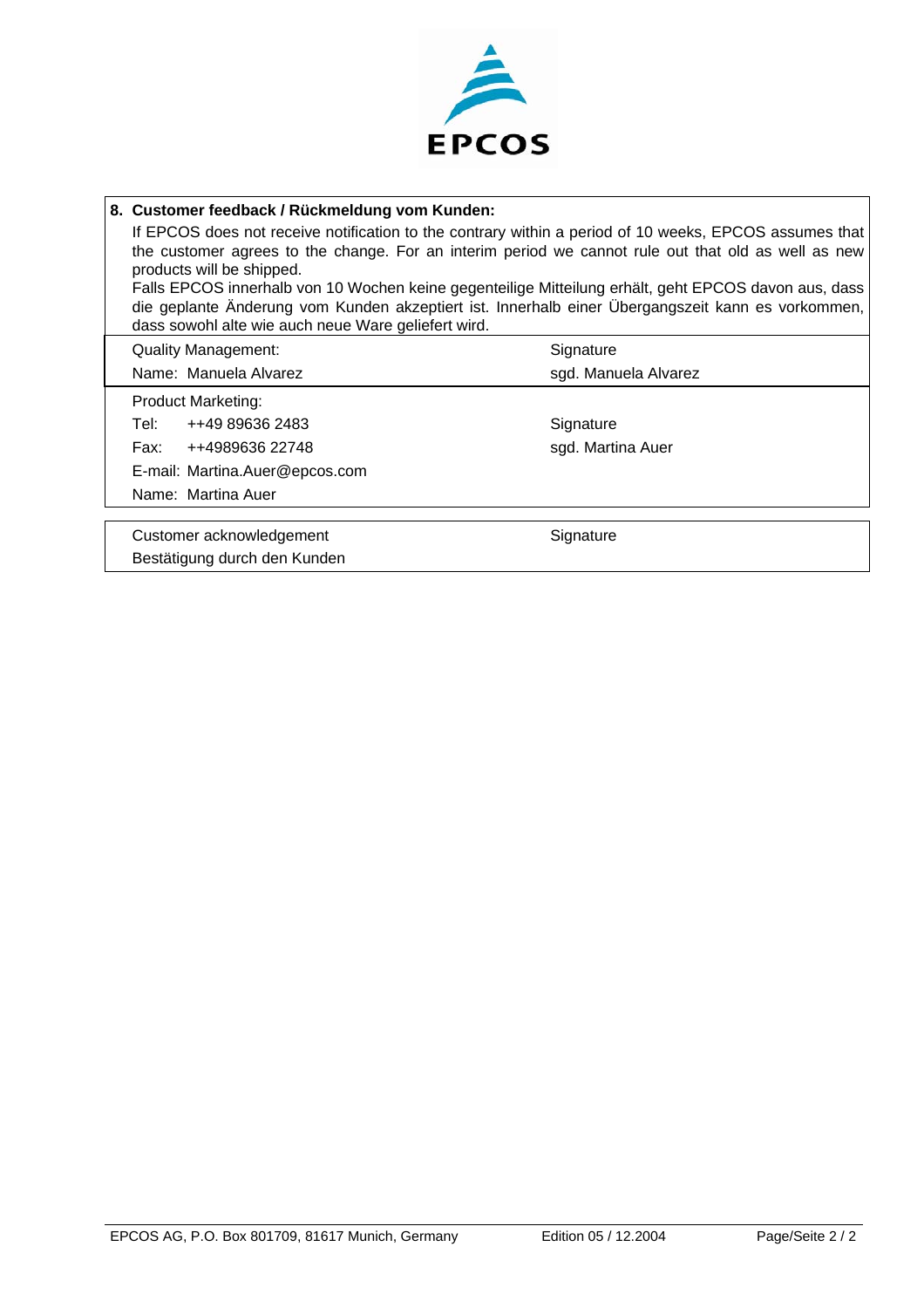**EPCOS**

**8. Customer feedback / Rückmeldung vom Kunden:**

If EPCOS does not receive notification to the contrary within a period of 10 weeks, EPCOS assumes that the customer agrees to the change. For an interim period we cannot rule out that old as well as new products will be shipped.

Falls EPCOS innerhalb von 10 Wochen keine gegenteilige Mitteilung erhält, geht EPCOS davon aus, dass die geplante Änderung vom Kunden akzeptiert ist. Innerhalb einer Übergangszeit kann es vorkommen, dass sowohl alte wie auch neue Ware geliefert wird.

| | |
|---|---|
| Quality Management: | Signature |
| Name: Manuela Alvarez | sgd. Manuela Alvarez |

| | |
|---|---|
| Product Marketing: | |
| Tel: ++49 89636 2483 | Signature |
| Fax: ++4989636 22748 | sgd. Martina Auer |
| E-mail: Martina.Auer@epcos.com | |
| Name: Martina Auer | |

| | |
|---|---|
| Customer acknowledgement | Signature |
| Bestätigung durch den Kunden | |

EPCOS AG, P.O. Box 801709, 81617 Munich, Germany — Edition 05 / 12.2004